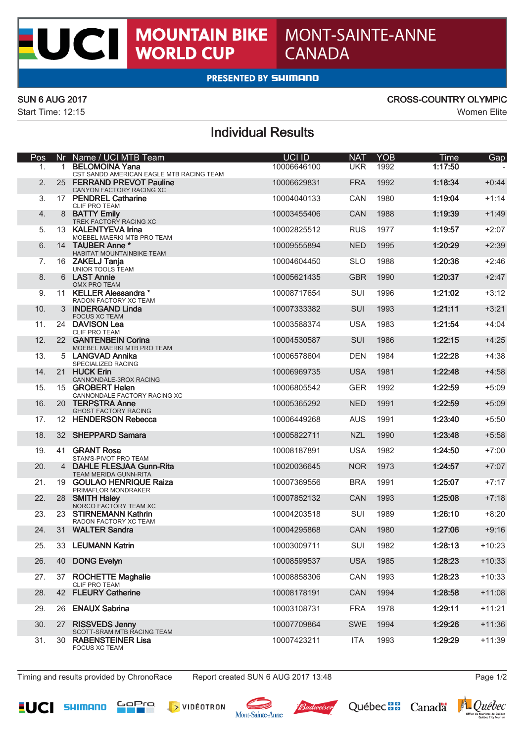# UCI MOUNTAIN BIKE WORLD CUP — MONT-SAINTE-ANNE CANADA

PRESENTED BY SHIMANO

SUN 6 AUG 2017 — CROSS-COUNTRY OLYMPIC

Start Time: 12:15 — Women Elite

## Individual Results

| Pos | Nr | Name / UCI MTB Team | UCI ID | NAT | YOB | Time | Gap |
|---|---|---|---|---|---|---|---|
| 1. | 1 | **BELOMOINA Yana**<br>CST SANDD AMERICAN EAGLE MTB RACING TEAM | 10006646100 | UKR | 1992 | **1:17:50** | - |
| 2. | 25 | **FERRAND PREVOT Pauline**<br>CANYON FACTORY RACING XC | 10006629831 | FRA | 1992 | **1:18:34** | +0:44 |
| 3. | 17 | **PENDREL Catharine**<br>CLIF PRO TEAM | 10004040133 | CAN | 1980 | **1:19:04** | +1:14 |
| 4. | 8 | **BATTY Emily**<br>TREK FACTORY RACING XC | 10003455406 | CAN | 1988 | **1:19:39** | +1:49 |
| 5. | 13 | **KALENTYEVA Irina**<br>MOEBEL MAERKI MTB PRO TEAM | 10002825512 | RUS | 1977 | **1:19:57** | +2:07 |
| 6. | 14 | **TAUBER Anne ***<br>HABITAT MOUNTAINBIKE TEAM | 10009555894 | NED | 1995 | **1:20:29** | +2:39 |
| 7. | 16 | **ZAKELJ Tanja**<br>UNIOR TOOLS TEAM | 10004604450 | SLO | 1988 | **1:20:36** | +2:46 |
| 8. | 6 | **LAST Annie**<br>OMX PRO TEAM | 10005621435 | GBR | 1990 | **1:20:37** | +2:47 |
| 9. | 11 | **KELLER Alessandra ***<br>RADON FACTORY XC TEAM | 10008717654 | SUI | 1996 | **1:21:02** | +3:12 |
| 10. | 3 | **INDERGAND Linda**<br>FOCUS XC TEAM | 10007333382 | SUI | 1993 | **1:21:11** | +3:21 |
| 11. | 24 | **DAVISON Lea**<br>CLIF PRO TEAM | 10003588374 | USA | 1983 | **1:21:54** | +4:04 |
| 12. | 22 | **GANTENBEIN Corina**<br>MOEBEL MAERKI MTB PRO TEAM | 10004530587 | SUI | 1986 | **1:22:15** | +4:25 |
| 13. | 5 | **LANGVAD Annika**<br>SPECIALIZED RACING | 10006578604 | DEN | 1984 | **1:22:28** | +4:38 |
| 14. | 21 | **HUCK Erin**<br>CANNONDALE-3ROX RACING | 10006969735 | USA | 1981 | **1:22:48** | +4:58 |
| 15. | 15 | **GROBERT Helen**<br>CANNONDALE FACTORY RACING XC | 10006805542 | GER | 1992 | **1:22:59** | +5:09 |
| 16. | 20 | **TERPSTRA Anne**<br>GHOST FACTORY RACING | 10005365292 | NED | 1991 | **1:22:59** | +5:09 |
| 17. | 12 | **HENDERSON Rebecca** | 10006449268 | AUS | 1991 | **1:23:40** | +5:50 |
| 18. | 32 | **SHEPPARD Samara** | 10005822711 | NZL | 1990 | **1:23:48** | +5:58 |
| 19. | 41 | **GRANT Rose**<br>STAN'S-PIVOT PRO TEAM | 10008187891 | USA | 1982 | **1:24:50** | +7:00 |
| 20. | 4 | **DAHLE FLESJAA Gunn-Rita**<br>TEAM MERIDA GUNN-RITA | 10020036645 | NOR | 1973 | **1:24:57** | +7:07 |
| 21. | 19 | **GOULAO HENRIQUE Raiza**<br>PRIMAFLOR MONDRAKER | 10007369556 | BRA | 1991 | **1:25:07** | +7:17 |
| 22. | 28 | **SMITH Haley**<br>NORCO FACTORY TEAM XC | 10007852132 | CAN | 1993 | **1:25:08** | +7:18 |
| 23. | 23 | **STIRNEMANN Kathrin**<br>RADON FACTORY XC TEAM | 10004203518 | SUI | 1989 | **1:26:10** | +8:20 |
| 24. | 31 | **WALTER Sandra** | 10004295868 | CAN | 1980 | **1:27:06** | +9:16 |
| 25. | 33 | **LEUMANN Katrin** | 10003009711 | SUI | 1982 | **1:28:13** | +10:23 |
| 26. | 40 | **DONG Evelyn** | 10008599537 | USA | 1985 | **1:28:23** | +10:33 |
| 27. | 37 | **ROCHETTE Maghalie**<br>CLIF PRO TEAM | 10008858306 | CAN | 1993 | **1:28:23** | +10:33 |
| 28. | 42 | **FLEURY Catherine** | 10008178191 | CAN | 1994 | **1:28:58** | +11:08 |
| 29. | 26 | **ENAUX Sabrina** | 10003108731 | FRA | 1978 | **1:29:11** | +11:21 |
| 30. | 27 | **RISSVEDS Jenny**<br>SCOTT-SRAM MTB RACING TEAM | 10007709864 | SWE | 1994 | **1:29:26** | +11:36 |
| 31. | 30 | **RABENSTEINER Lisa**<br>FOCUS XC TEAM | 10007423211 | ITA | 1993 | **1:29:29** | +11:39 |

Timing and results provided by ChronoRace — Report created SUN 6 AUG 2017 13:48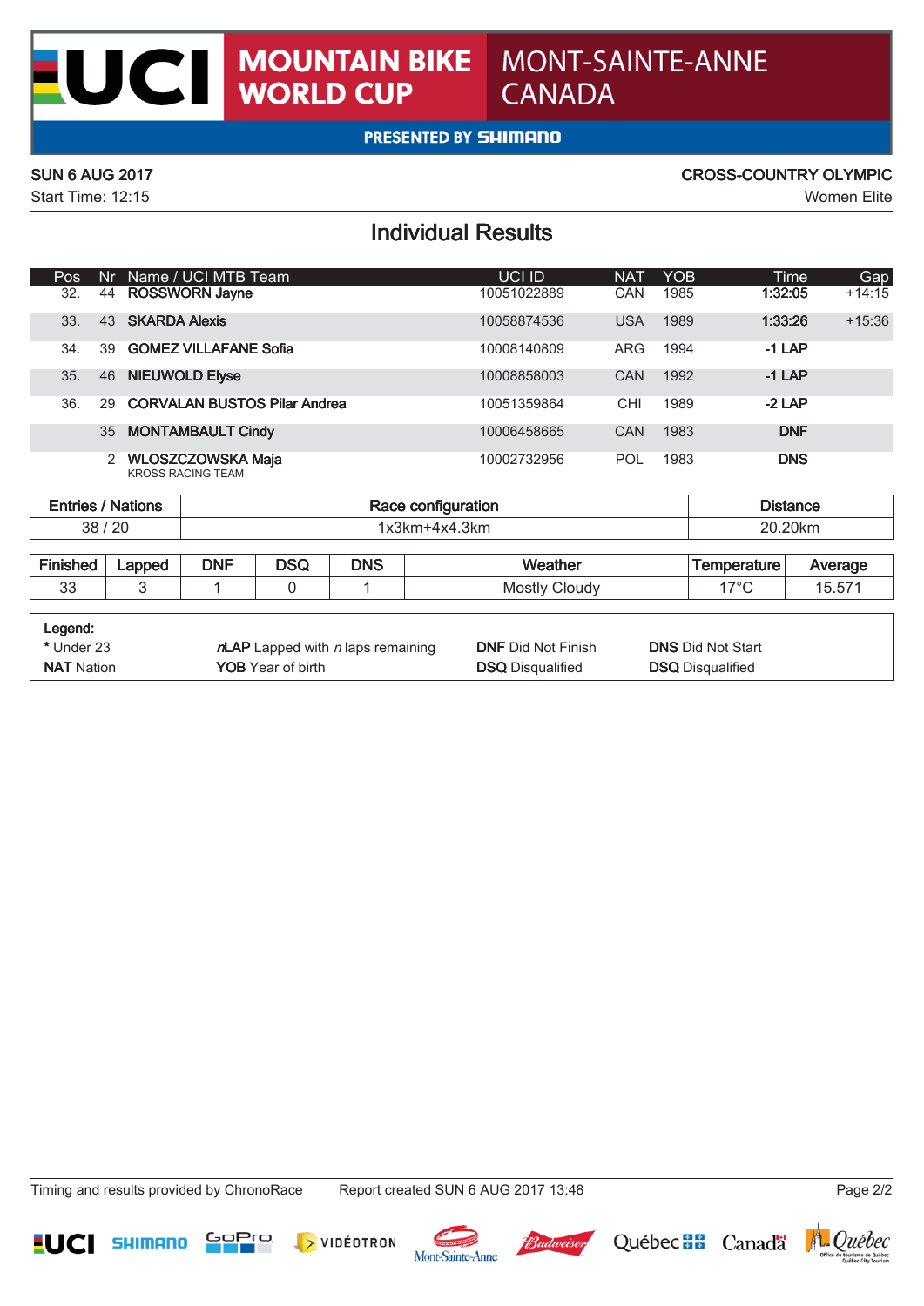# UCI MOUNTAIN BIKE WORLD CUP MONT-SAINTE-ANNE CANADA

PRESENTED BY SHIMANO

SUN 6 AUG 2017 | CROSS-COUNTRY OLYMPIC

Start Time: 12:15 | Women Elite

## Individual Results

| Pos | Nr | Name / UCI MTB Team | UCI ID | NAT | YOB | Time | Gap |
|---|---|---|---|---|---|---|---|
| 32. | 44 | **ROSSWORN Jayne** | 10051022889 | CAN | 1985 | **1:32:05** | +14:15 |
| 33. | 43 | **SKARDA Alexis** | 10058874536 | USA | 1989 | **1:33:26** | +15:36 |
| 34. | 39 | **GOMEZ VILLAFANE Sofia** | 10008140809 | ARG | 1994 | **-1 LAP** | |
| 35. | 46 | **NIEUWOLD Elyse** | 10008858003 | CAN | 1992 | **-1 LAP** | |
| 36. | 29 | **CORVALAN BUSTOS Pilar Andrea** | 10051359864 | CHI | 1989 | **-2 LAP** | |
| | 35 | **MONTAMBAULT Cindy** | 10006458665 | CAN | 1983 | **DNF** | |
| | 2 | **WLOSZCZOWSKA Maja** KROSS RACING TEAM | 10002732956 | POL | 1983 | **DNS** | |

| Entries / Nations | Race configuration | Distance |
|---|---|---|
| 38 / 20 | 1x3km+4x4.3km | 20.20km |

| Finished | Lapped | DNF | DSQ | DNS | Weather | Temperature | Average |
|---|---|---|---|---|---|---|---|
| 33 | 3 | 1 | 0 | 1 | Mostly Cloudy | 17°C | 15.571 |

**Legend:**

* Under 23
**NAT** Nation
***n*LAP** Lapped with *n* laps remaining
**YOB** Year of birth
**DNF** Did Not Finish
**DSQ** Disqualified
**DNS** Did Not Start
**DSQ** Disqualified

Timing and results provided by ChronoRace | Report created SUN 6 AUG 2017 13:48